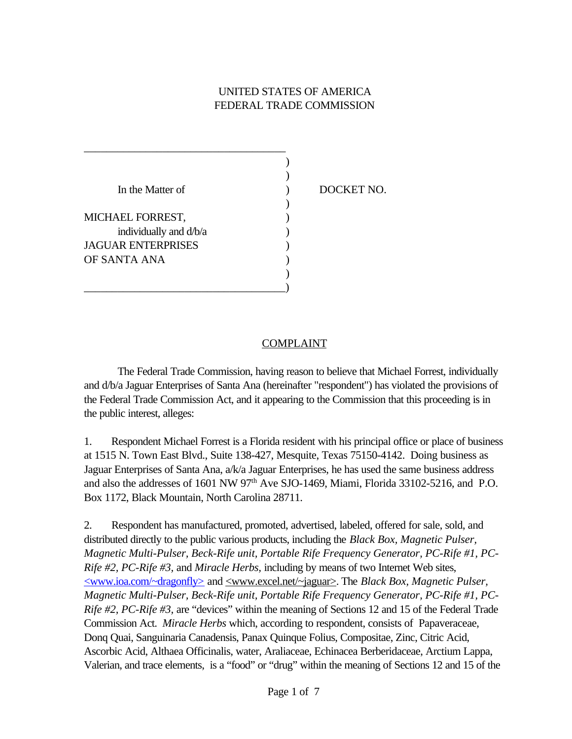UNITED STATES OF AMERICA
FEDERAL TRADE COMMISSION

| | | |
|---|---|---|
| In the Matter of | ) | DOCKET NO. |
| MICHAEL FORREST, individually and d/b/a JAGUAR ENTERPRISES OF SANTA ANA | ) | |

## COMPLAINT

The Federal Trade Commission, having reason to believe that Michael Forrest, individually and d/b/a Jaguar Enterprises of Santa Ana (hereinafter "respondent") has violated the provisions of the Federal Trade Commission Act, and it appearing to the Commission that this proceeding is in the public interest, alleges:

1. Respondent Michael Forrest is a Florida resident with his principal office or place of business at 1515 N. Town East Blvd., Suite 138-427, Mesquite, Texas 75150-4142. Doing business as Jaguar Enterprises of Santa Ana, a/k/a Jaguar Enterprises, he has used the same business address and also the addresses of 1601 NW 97th Ave SJO-1469, Miami, Florida 33102-5216, and P.O. Box 1172, Black Mountain, North Carolina 28711.

2. Respondent has manufactured, promoted, advertised, labeled, offered for sale, sold, and distributed directly to the public various products, including the *Black Box, Magnetic Pulser, Magnetic Multi-Pulser, Beck-Rife unit, Portable Rife Frequency Generator, PC-Rife #1, PC-Rife #2, PC-Rife #3,* and *Miracle Herbs,* including by means of two Internet Web sites, <www.ioa.com/~dragonfly> and <www.excel.net/~jaguar>. The *Black Box, Magnetic Pulser, Magnetic Multi-Pulser, Beck-Rife unit, Portable Rife Frequency Generator, PC-Rife #1, PC-Rife #2, PC-Rife #3,* are "devices" within the meaning of Sections 12 and 15 of the Federal Trade Commission Act. *Miracle Herbs* which, according to respondent, consists of Papaveraceae, Donq Quai, Sanguinaria Canadensis, Panax Quinque Folius, Compositae, Zinc, Citric Acid, Ascorbic Acid, Althaea Officinalis, water, Araliaceae, Echinacea Berberidaceae, Arctium Lappa, Valerian, and trace elements, is a "food" or "drug" within the meaning of Sections 12 and 15 of the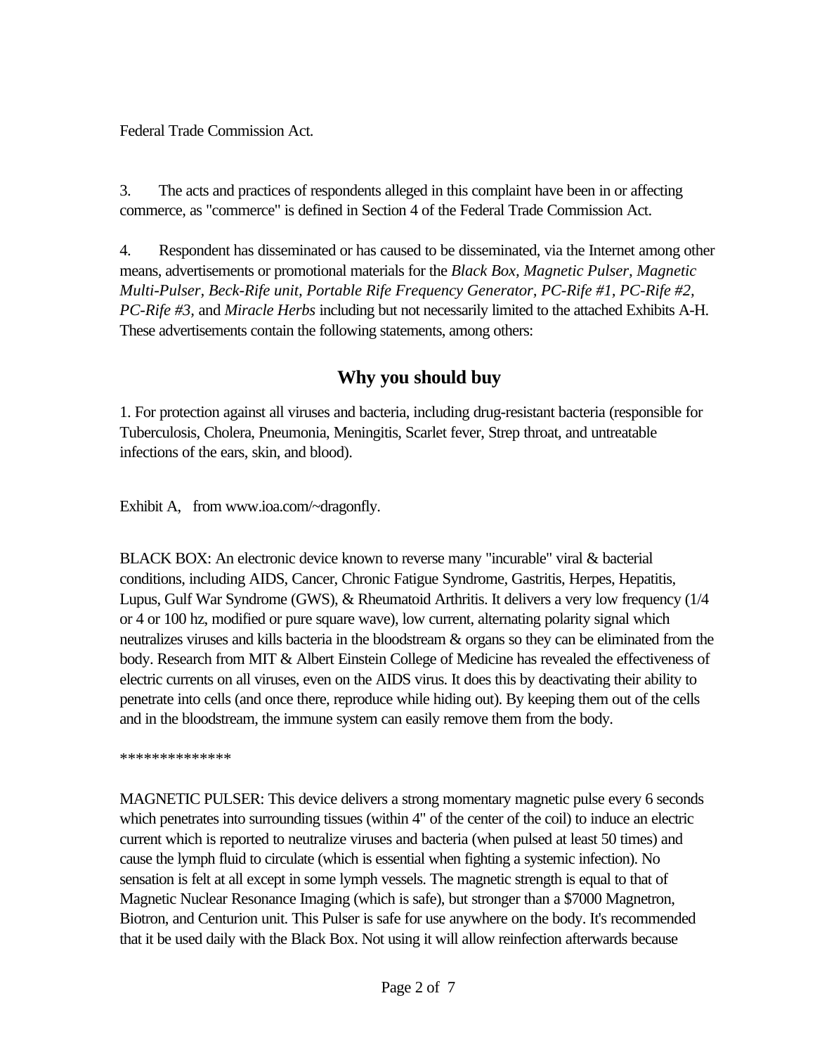Federal Trade Commission Act.

3. The acts and practices of respondents alleged in this complaint have been in or affecting commerce, as "commerce" is defined in Section 4 of the Federal Trade Commission Act.

4. Respondent has disseminated or has caused to be disseminated, via the Internet among other means, advertisements or promotional materials for the *Black Box, Magnetic Pulser, Magnetic Multi-Pulser, Beck-Rife unit, Portable Rife Frequency Generator, PC-Rife #1, PC-Rife #2, PC-Rife #3,* and *Miracle Herbs* including but not necessarily limited to the attached Exhibits A-H. These advertisements contain the following statements, among others:

## Why you should buy

1. For protection against all viruses and bacteria, including drug-resistant bacteria (responsible for Tuberculosis, Cholera, Pneumonia, Meningitis, Scarlet fever, Strep throat, and untreatable infections of the ears, skin, and blood).

Exhibit A, from www.ioa.com/~dragonfly.

BLACK BOX: An electronic device known to reverse many "incurable" viral & bacterial conditions, including AIDS, Cancer, Chronic Fatigue Syndrome, Gastritis, Herpes, Hepatitis, Lupus, Gulf War Syndrome (GWS), & Rheumatoid Arthritis. It delivers a very low frequency (1/4 or 4 or 100 hz, modified or pure square wave), low current, alternating polarity signal which neutralizes viruses and kills bacteria in the bloodstream & organs so they can be eliminated from the body. Research from MIT & Albert Einstein College of Medicine has revealed the effectiveness of electric currents on all viruses, even on the AIDS virus. It does this by deactivating their ability to penetrate into cells (and once there, reproduce while hiding out). By keeping them out of the cells and in the bloodstream, the immune system can easily remove them from the body.

**************

MAGNETIC PULSER: This device delivers a strong momentary magnetic pulse every 6 seconds which penetrates into surrounding tissues (within 4" of the center of the coil) to induce an electric current which is reported to neutralize viruses and bacteria (when pulsed at least 50 times) and cause the lymph fluid to circulate (which is essential when fighting a systemic infection). No sensation is felt at all except in some lymph vessels. The magnetic strength is equal to that of Magnetic Nuclear Resonance Imaging (which is safe), but stronger than a $7000 Magnetron, Biotron, and Centurion unit. This Pulser is safe for use anywhere on the body. It's recommended that it be used daily with the Black Box. Not using it will allow reinfection afterwards because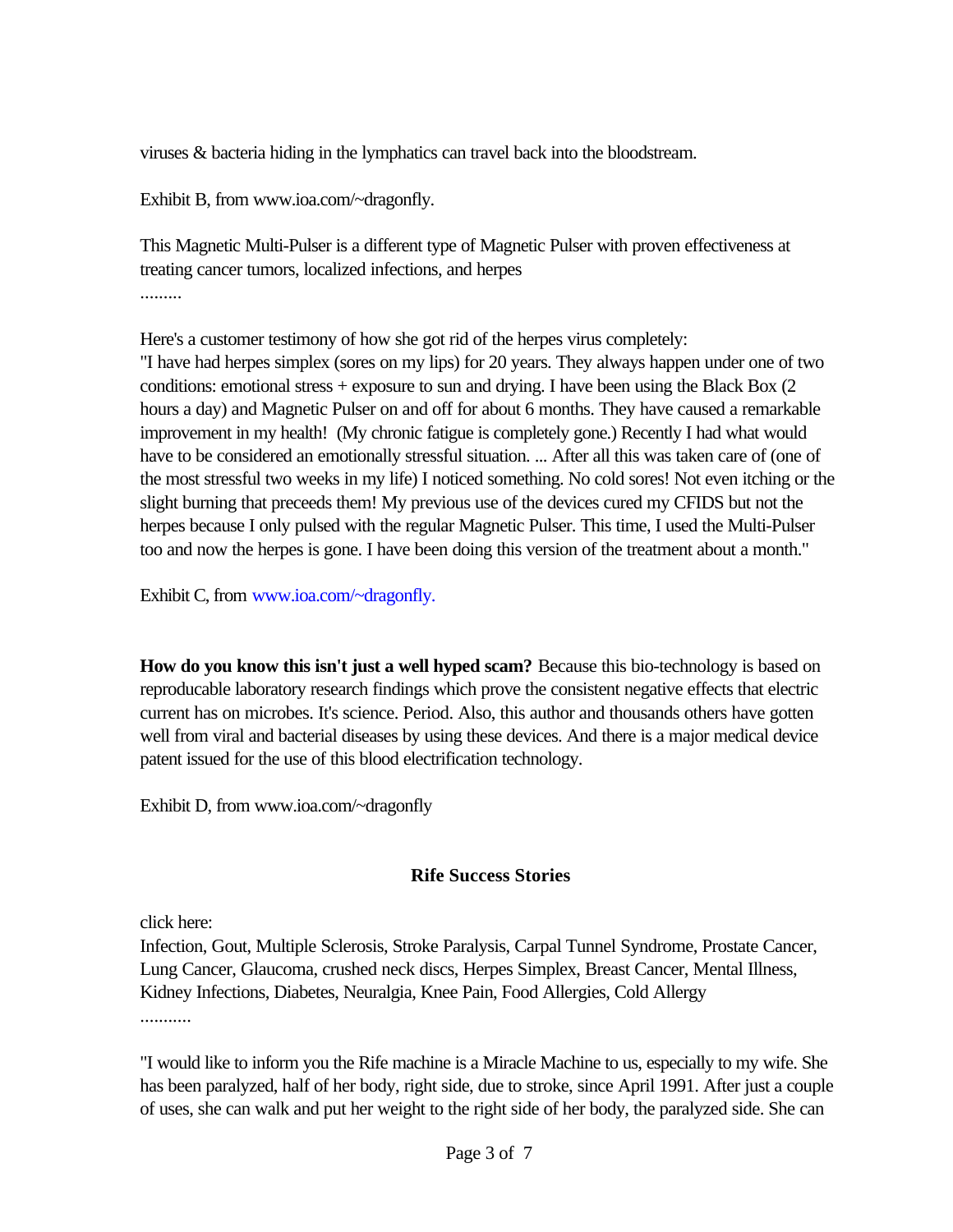viruses & bacteria hiding in the lymphatics can travel back into the bloodstream.

Exhibit B, from www.ioa.com/~dragonfly.

This Magnetic Multi-Pulser is a different type of Magnetic Pulser with proven effectiveness at treating cancer tumors, localized infections, and herpes

.........

Here's a customer testimony of how she got rid of the herpes virus completely:

"I have had herpes simplex (sores on my lips) for 20 years. They always happen under one of two conditions: emotional stress + exposure to sun and drying. I have been using the Black Box (2 hours a day) and Magnetic Pulser on and off for about 6 months. They have caused a remarkable improvement in my health! (My chronic fatigue is completely gone.) Recently I had what would have to be considered an emotionally stressful situation. ... After all this was taken care of (one of the most stressful two weeks in my life) I noticed something. No cold sores! Not even itching or the slight burning that preceeds them! My previous use of the devices cured my CFIDS but not the herpes because I only pulsed with the regular Magnetic Pulser. This time, I used the Multi-Pulser too and now the herpes is gone. I have been doing this version of the treatment about a month."

Exhibit C, from www.ioa.com/~dragonfly.

**How do you know this isn't just a well hyped scam?** Because this bio-technology is based on reproducable laboratory research findings which prove the consistent negative effects that electric current has on microbes. It's science. Period. Also, this author and thousands others have gotten well from viral and bacterial diseases by using these devices. And there is a major medical device patent issued for the use of this blood electrification technology.

Exhibit D, from www.ioa.com/~dragonfly

**Rife Success Stories**

click here:

Infection, Gout, Multiple Sclerosis, Stroke Paralysis, Carpal Tunnel Syndrome, Prostate Cancer, Lung Cancer, Glaucoma, crushed neck discs, Herpes Simplex, Breast Cancer, Mental Illness, Kidney Infections, Diabetes, Neuralgia, Knee Pain, Food Allergies, Cold Allergy

...........

"I would like to inform you the Rife machine is a Miracle Machine to us, especially to my wife. She has been paralyzed, half of her body, right side, due to stroke, since April 1991. After just a couple of uses, she can walk and put her weight to the right side of her body, the paralyzed side. She can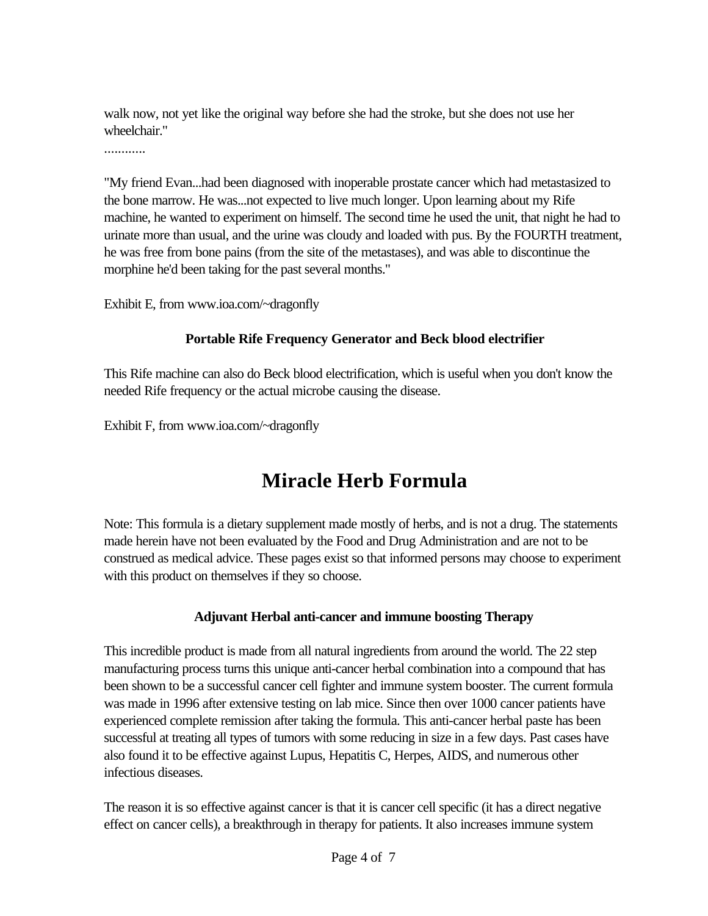walk now, not yet like the original way before she had the stroke, but she does not use her wheelchair."

............

"My friend Evan...had been diagnosed with inoperable prostate cancer which had metastasized to the bone marrow. He was...not expected to live much longer. Upon learning about my Rife machine, he wanted to experiment on himself. The second time he used the unit, that night he had to urinate more than usual, and the urine was cloudy and loaded with pus. By the FOURTH treatment, he was free from bone pains (from the site of the metastases), and was able to discontinue the morphine he'd been taking for the past several months."

Exhibit E, from www.ioa.com/~dragonfly

### Portable Rife Frequency Generator and Beck blood electrifier

This Rife machine can also do Beck blood electrification, which is useful when you don't know the needed Rife frequency or the actual microbe causing the disease.

Exhibit F, from www.ioa.com/~dragonfly

# Miracle Herb Formula

Note: This formula is a dietary supplement made mostly of herbs, and is not a drug. The statements made herein have not been evaluated by the Food and Drug Administration and are not to be construed as medical advice. These pages exist so that informed persons may choose to experiment with this product on themselves if they so choose.

### Adjuvant Herbal anti-cancer and immune boosting Therapy

This incredible product is made from all natural ingredients from around the world. The 22 step manufacturing process turns this unique anti-cancer herbal combination into a compound that has been shown to be a successful cancer cell fighter and immune system booster. The current formula was made in 1996 after extensive testing on lab mice. Since then over 1000 cancer patients have experienced complete remission after taking the formula. This anti-cancer herbal paste has been successful at treating all types of tumors with some reducing in size in a few days. Past cases have also found it to be effective against Lupus, Hepatitis C, Herpes, AIDS, and numerous other infectious diseases.

The reason it is so effective against cancer is that it is cancer cell specific (it has a direct negative effect on cancer cells), a breakthrough in therapy for patients. It also increases immune system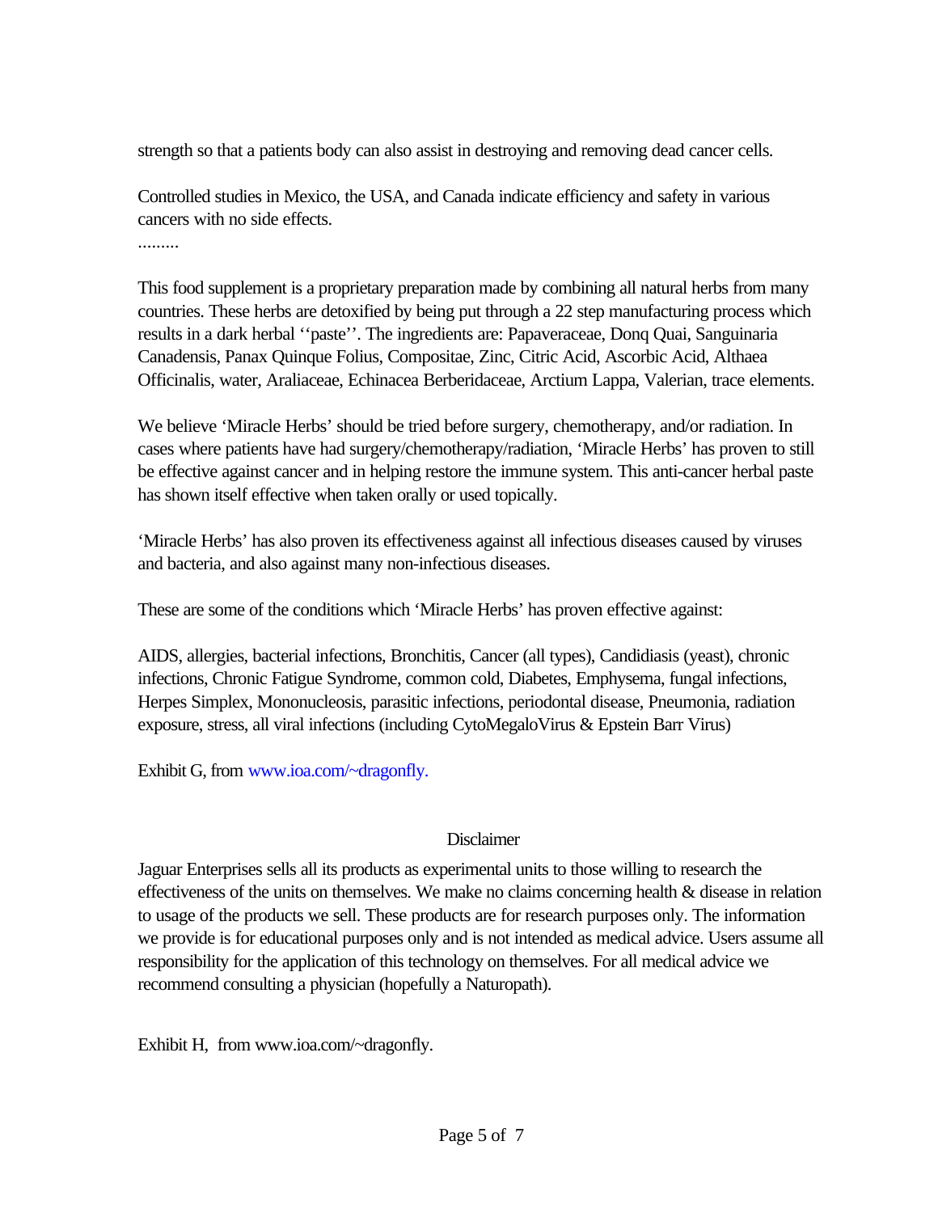strength so that a patients body can also assist in destroying and removing dead cancer cells.

Controlled studies in Mexico, the USA, and Canada indicate efficiency and safety in various cancers with no side effects.

.........

This food supplement is a proprietary preparation made by combining all natural herbs from many countries. These herbs are detoxified by being put through a 22 step manufacturing process which results in a dark herbal ''paste''. The ingredients are: Papaveraceae, Donq Quai, Sanguinaria Canadensis, Panax Quinque Folius, Compositae, Zinc, Citric Acid, Ascorbic Acid, Althaea Officinalis, water, Araliaceae, Echinacea Berberidaceae, Arctium Lappa, Valerian, trace elements.

We believe 'Miracle Herbs' should be tried before surgery, chemotherapy, and/or radiation. In cases where patients have had surgery/chemotherapy/radiation, 'Miracle Herbs' has proven to still be effective against cancer and in helping restore the immune system. This anti-cancer herbal paste has shown itself effective when taken orally or used topically.

'Miracle Herbs' has also proven its effectiveness against all infectious diseases caused by viruses and bacteria, and also against many non-infectious diseases.

These are some of the conditions which 'Miracle Herbs' has proven effective against:

AIDS, allergies, bacterial infections, Bronchitis, Cancer (all types), Candidiasis (yeast), chronic infections, Chronic Fatigue Syndrome, common cold, Diabetes, Emphysema, fungal infections, Herpes Simplex, Mononucleosis, parasitic infections, periodontal disease, Pneumonia, radiation exposure, stress, all viral infections (including CytoMegaloVirus & Epstein Barr Virus)

Exhibit G, from www.ioa.com/~dragonfly.

Disclaimer

Jaguar Enterprises sells all its products as experimental units to those willing to research the effectiveness of the units on themselves. We make no claims concerning health & disease in relation to usage of the products we sell. These products are for research purposes only. The information we provide is for educational purposes only and is not intended as medical advice. Users assume all responsibility for the application of this technology on themselves. For all medical advice we recommend consulting a physician (hopefully a Naturopath).

Exhibit H, from www.ioa.com/~dragonfly.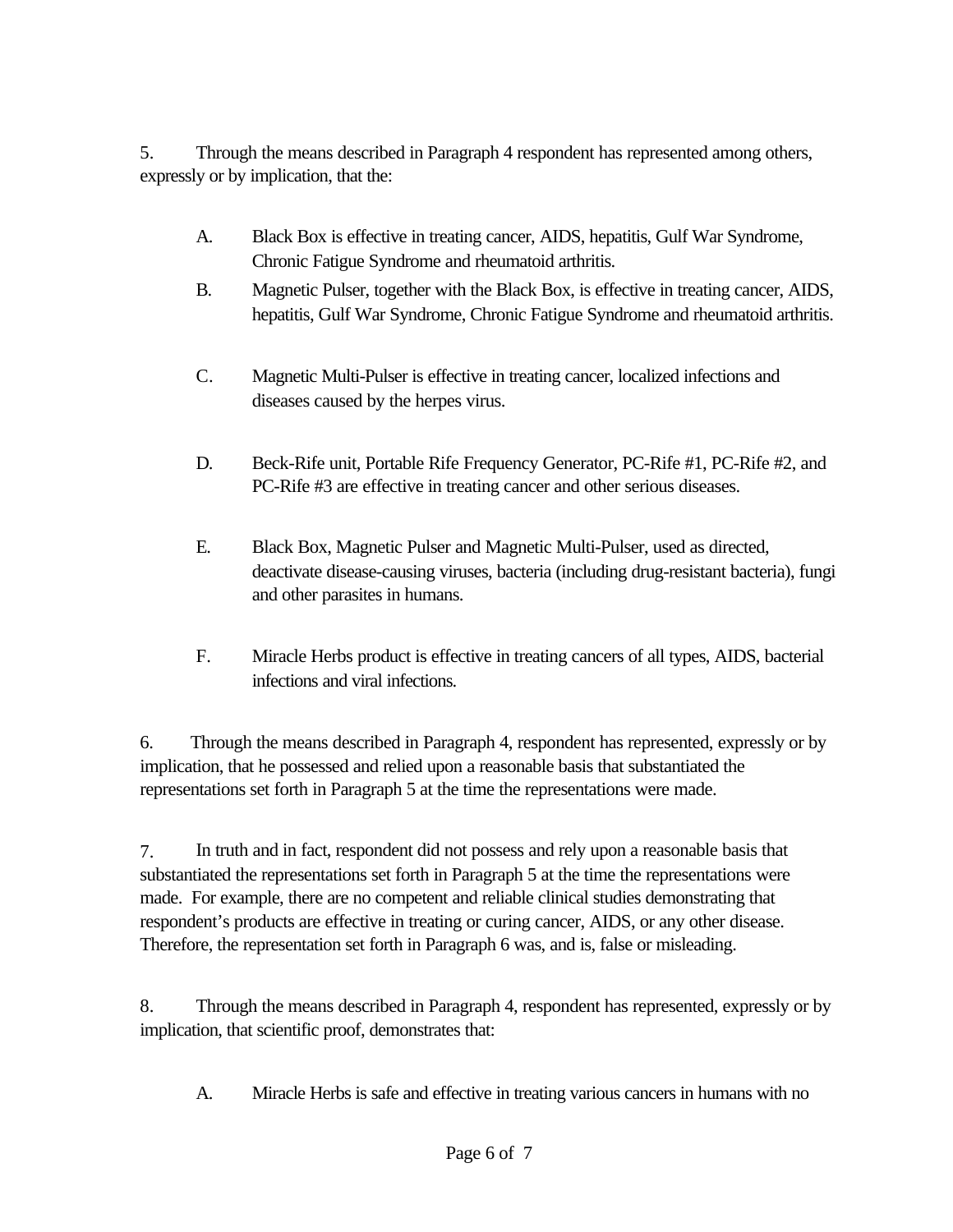5. Through the means described in Paragraph 4 respondent has represented among others, expressly or by implication, that the:

A. Black Box is effective in treating cancer, AIDS, hepatitis, Gulf War Syndrome, Chronic Fatigue Syndrome and rheumatoid arthritis.

B. Magnetic Pulser, together with the Black Box, is effective in treating cancer, AIDS, hepatitis, Gulf War Syndrome, Chronic Fatigue Syndrome and rheumatoid arthritis.

C. Magnetic Multi-Pulser is effective in treating cancer, localized infections and diseases caused by the herpes virus.

D. Beck-Rife unit, Portable Rife Frequency Generator, PC-Rife #1, PC-Rife #2, and PC-Rife #3 are effective in treating cancer and other serious diseases.

E. Black Box, Magnetic Pulser and Magnetic Multi-Pulser, used as directed, deactivate disease-causing viruses, bacteria (including drug-resistant bacteria), fungi and other parasites in humans.

F. Miracle Herbs product is effective in treating cancers of all types, AIDS, bacterial infections and viral infections.

6. Through the means described in Paragraph 4, respondent has represented, expressly or by implication, that he possessed and relied upon a reasonable basis that substantiated the representations set forth in Paragraph 5 at the time the representations were made.

7. In truth and in fact, respondent did not possess and rely upon a reasonable basis that substantiated the representations set forth in Paragraph 5 at the time the representations were made. For example, there are no competent and reliable clinical studies demonstrating that respondent's products are effective in treating or curing cancer, AIDS, or any other disease. Therefore, the representation set forth in Paragraph 6 was, and is, false or misleading.

8. Through the means described in Paragraph 4, respondent has represented, expressly or by implication, that scientific proof, demonstrates that:

A. Miracle Herbs is safe and effective in treating various cancers in humans with no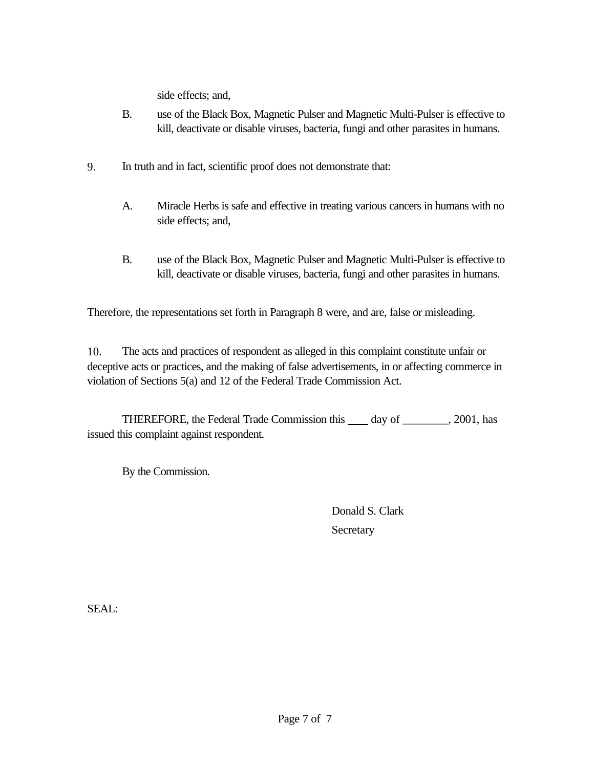side effects; and,

B. use of the Black Box, Magnetic Pulser and Magnetic Multi-Pulser is effective to kill, deactivate or disable viruses, bacteria, fungi and other parasites in humans.

9. In truth and in fact, scientific proof does not demonstrate that:

A. Miracle Herbs is safe and effective in treating various cancers in humans with no side effects; and,

B. use of the Black Box, Magnetic Pulser and Magnetic Multi-Pulser is effective to kill, deactivate or disable viruses, bacteria, fungi and other parasites in humans.

Therefore, the representations set forth in Paragraph 8 were, and are, false or misleading.

10. The acts and practices of respondent as alleged in this complaint constitute unfair or deceptive acts or practices, and the making of false advertisements, in or affecting commerce in violation of Sections 5(a) and 12 of the Federal Trade Commission Act.

THEREFORE, the Federal Trade Commission this ____ day of ________, 2001, has issued this complaint against respondent.

By the Commission.

Donald S. Clark
Secretary

SEAL: